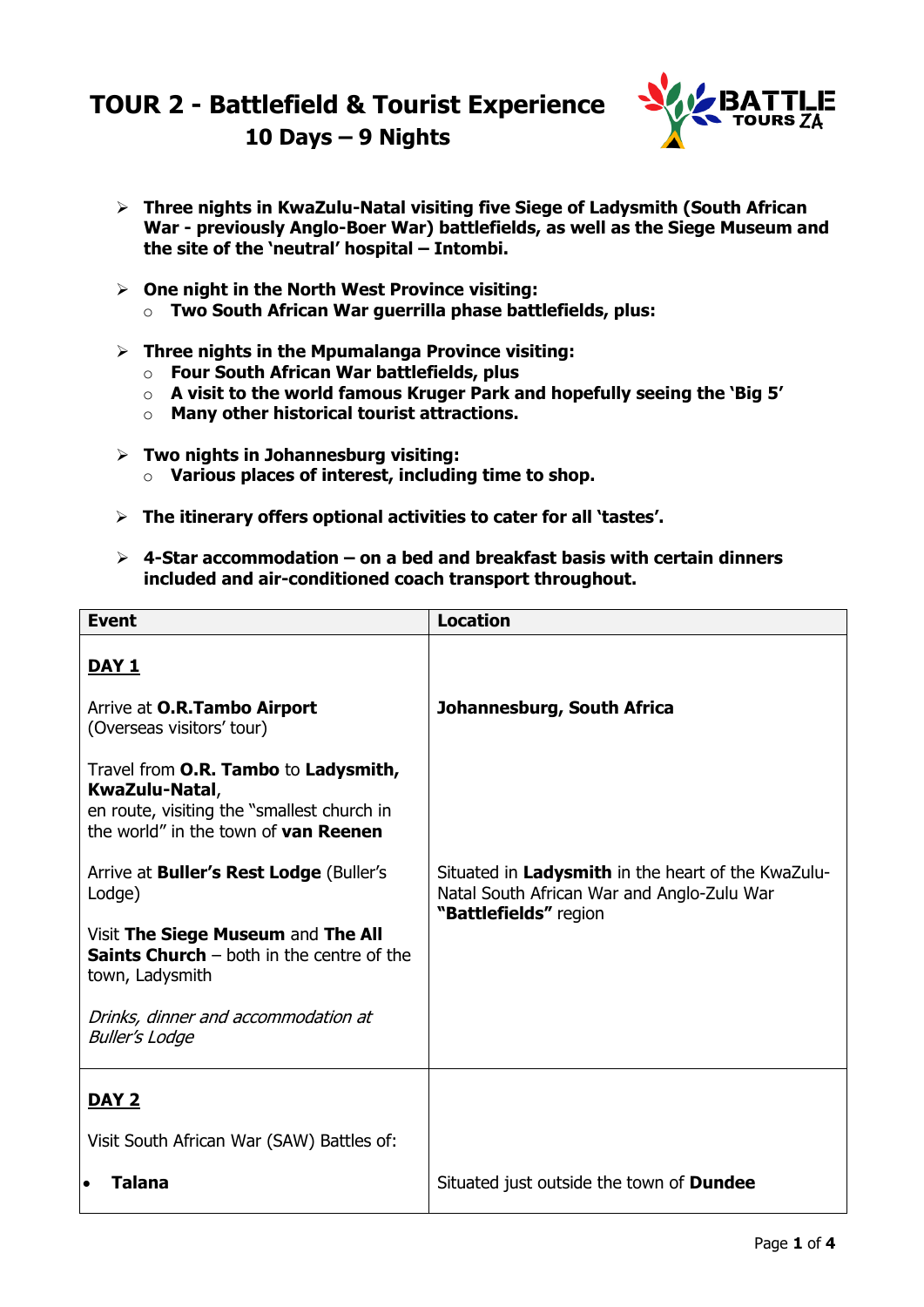# TOUR 2 - Battlefield & Tourist Experience
## 10 Days – 9 Nights

- **Three nights in KwaZulu-Natal visiting five Siege of Ladysmith (South African War - previously Anglo-Boer War) battlefields, as well as the Siege Museum and the site of the 'neutral' hospital – Intombi.**

- **One night in the North West Province visiting:**
  - **Two South African War guerrilla phase battlefields, plus:**

- **Three nights in the Mpumalanga Province visiting:**
  - **Four South African War battlefields, plus**
  - **A visit to the world famous Kruger Park and hopefully seeing the 'Big 5'**
  - **Many other historical tourist attractions.**

- **Two nights in Johannesburg visiting:**
  - **Various places of interest, including time to shop.**

- **The itinerary offers optional activities to cater for all 'tastes'.**

- **4-Star accommodation – on a bed and breakfast basis with certain dinners included and air-conditioned coach transport throughout.**

| Event | Location |
|---|---|
| **<u>DAY 1</u>** | |
| Arrive at **O.R.Tambo Airport** (Overseas visitors' tour) | **Johannesburg, South Africa** |
| Travel from **O.R. Tambo** to **Ladysmith, KwaZulu-Natal**, en route, visiting the "smallest church in the world" in the town of **van Reenen** | |
| Arrive at **Buller's Rest Lodge** (Buller's Lodge) | Situated in **Ladysmith** in the heart of the KwaZulu-Natal South African War and Anglo-Zulu War **"Battlefields"** region |
| Visit **The Siege Museum** and **The All Saints Church** – both in the centre of the town, Ladysmith | |
| *Drinks, dinner and accommodation at Buller's Lodge* | |
| **<u>DAY 2</u>** | |
| Visit South African War (SAW) Battles of: | |
| • **Talana** | Situated just outside the town of **Dundee** |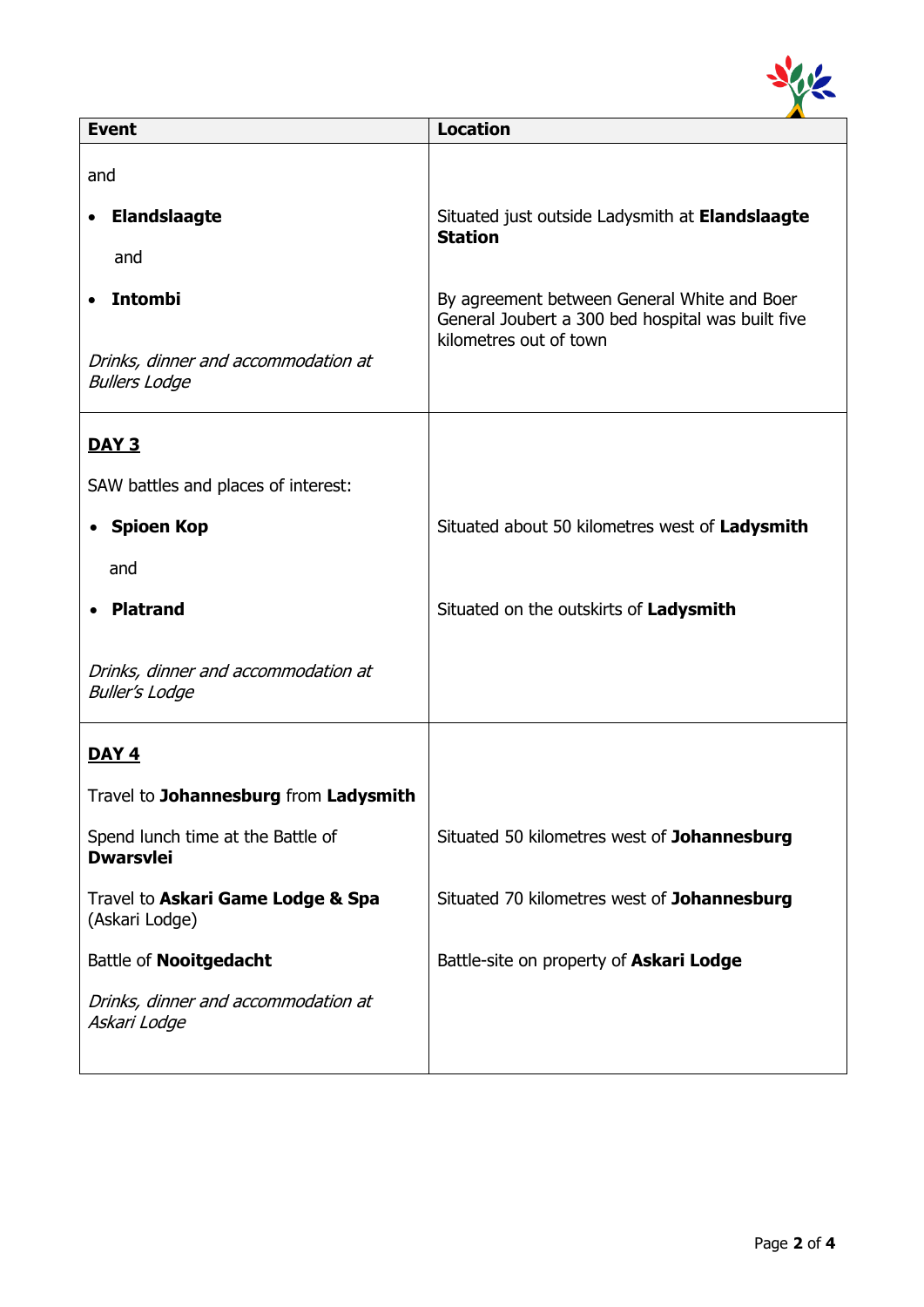| Event | Location |
|---|---|
| and<br><br>• **Elandslaagte**<br><br>and<br><br>• **Intombi**<br><br>*Drinks, dinner and accommodation at Bullers Lodge* | <br><br>Situated just outside Ladysmith at **Elandslaagte Station**<br><br><br><br>By agreement between General White and Boer General Joubert a 300 bed hospital was built five kilometres out of town |
| **<u>DAY 3</u>**<br><br>SAW battles and places of interest:<br><br>• **Spioen Kop**<br><br>and<br><br>• **Platrand**<br><br>*Drinks, dinner and accommodation at Buller's Lodge* | <br><br><br><br>Situated about 50 kilometres west of **Ladysmith**<br><br><br><br>Situated on the outskirts of **Ladysmith** |
| **<u>DAY 4</u>**<br><br>Travel to **Johannesburg** from **Ladysmith**<br><br>Spend lunch time at the Battle of **Dwarsvlei**<br><br>Travel to **Askari Game Lodge & Spa** (Askari Lodge)<br><br>Battle of **Nooitgedacht**<br><br>*Drinks, dinner and accommodation at Askari Lodge* | <br><br><br><br>Situated 50 kilometres west of **Johannesburg**<br><br>Situated 70 kilometres west of **Johannesburg**<br><br>Battle-site on property of **Askari Lodge** |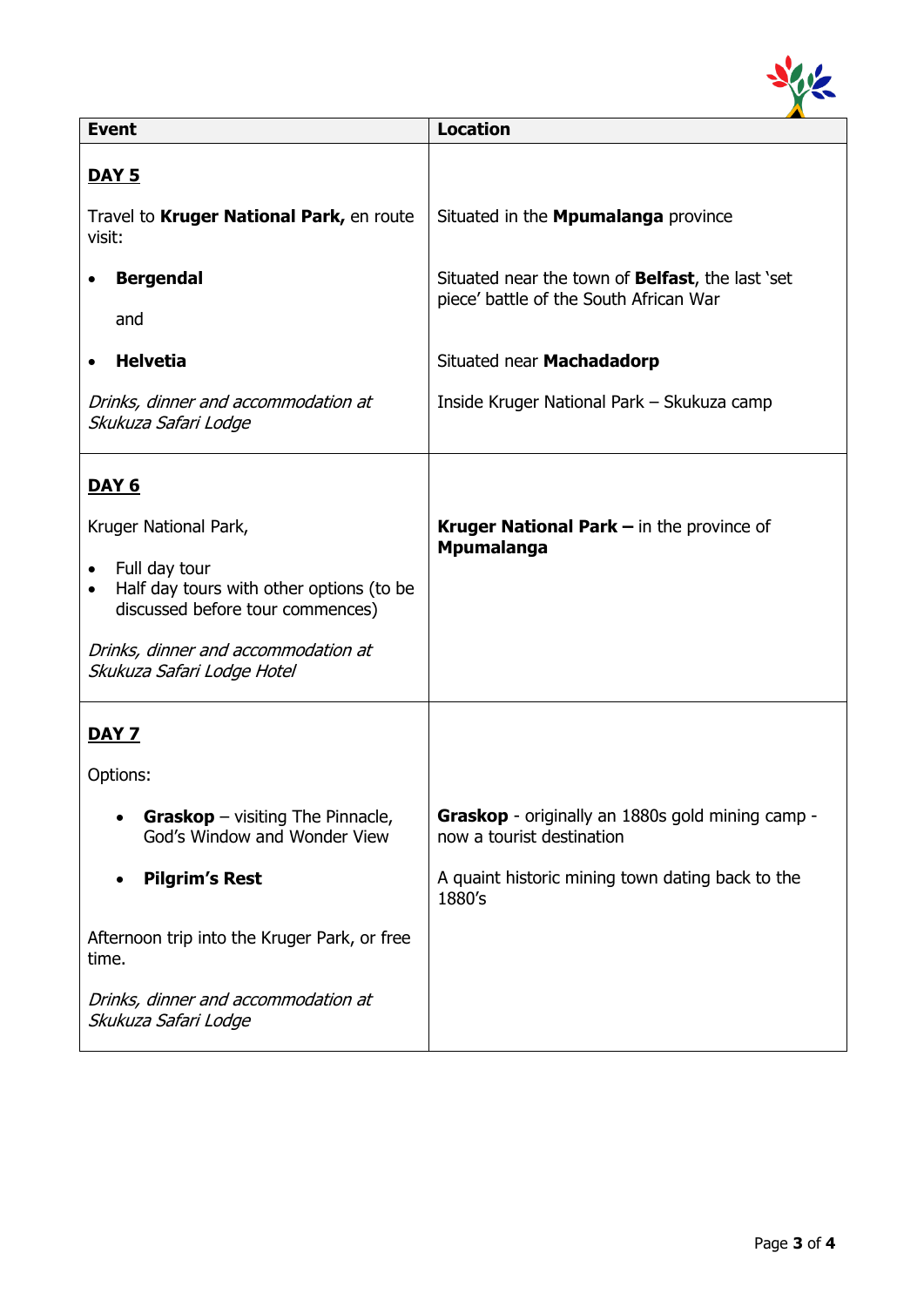| Event | Location |
|---|---|
| <u>**DAY 5**</u> | |
| Travel to **Kruger National Park,** en route visit: | Situated in the **Mpumalanga** province |
| • **Bergendal** and | Situated near the town of **Belfast**, the last 'set piece' battle of the South African War |
| • **Helvetia** | Situated near **Machadadorp** |
| *Drinks, dinner and accommodation at Skukuza Safari Lodge* | Inside Kruger National Park – Skukuza camp |
| <u>**DAY 6**</u> | |
| Kruger National Park, <br>• Full day tour <br>• Half day tours with other options (to be discussed before tour commences) | **Kruger National Park –** in the province of **Mpumalanga** |
| *Drinks, dinner and accommodation at Skukuza Safari Lodge Hotel* | |
| <u>**DAY 7**</u> | |
| Options: | |
| • **Graskop** – visiting The Pinnacle, God's Window and Wonder View | **Graskop** - originally an 1880s gold mining camp - now a tourist destination |
| • **Pilgrim's Rest** | A quaint historic mining town dating back to the 1880's |
| Afternoon trip into the Kruger Park, or free time. | |
| *Drinks, dinner and accommodation at Skukuza Safari Lodge* | |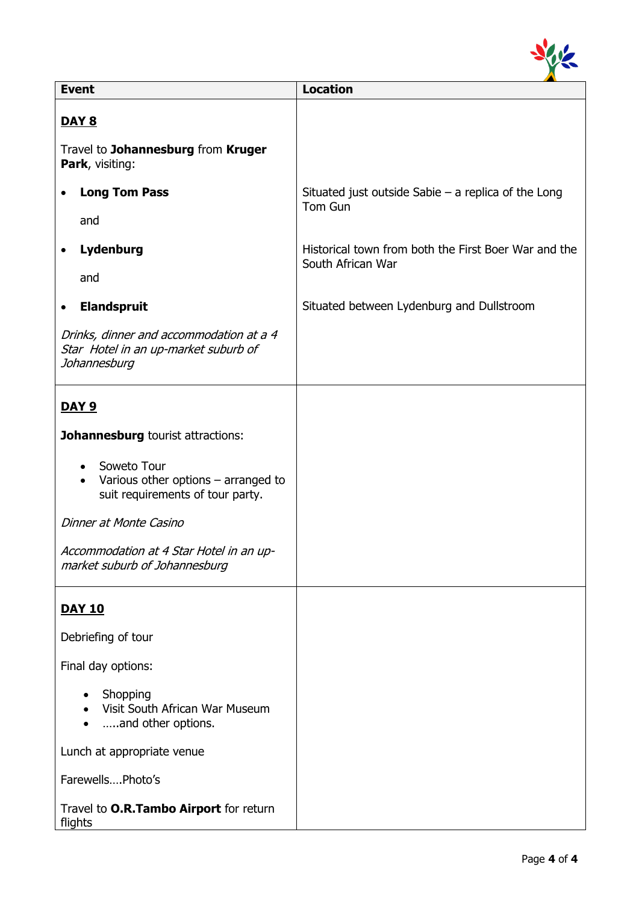| Event | Location |
|---|---|
| **<u>DAY 8</u>**<br><br>Travel to **Johannesburg** from **Kruger Park**, visiting: | |
| • **Long Tom Pass**<br><br>and | Situated just outside Sabie – a replica of the Long Tom Gun |
| • **Lydenburg**<br><br>and | Historical town from both the First Boer War and the South African War |
| • **Elandspruit** | Situated between Lydenburg and Dullstroom |
| *Drinks, dinner and accommodation at a 4 Star Hotel in an up-market suburb of Johannesburg* | |
| **<u>DAY 9</u>**<br><br>**Johannesburg** tourist attractions:<br><br>• Soweto Tour<br>• Various other options – arranged to suit requirements of tour party.<br><br>*Dinner at Monte Casino*<br><br>*Accommodation at 4 Star Hotel in an up-market suburb of Johannesburg* | |
| **<u>DAY 10</u>**<br><br>Debriefing of tour<br><br>Final day options:<br><br>• Shopping<br>• Visit South African War Museum<br>• …..and other options.<br><br>Lunch at appropriate venue<br><br>Farewells….Photo's<br><br>Travel to **O.R.Tambo Airport** for return flights | |